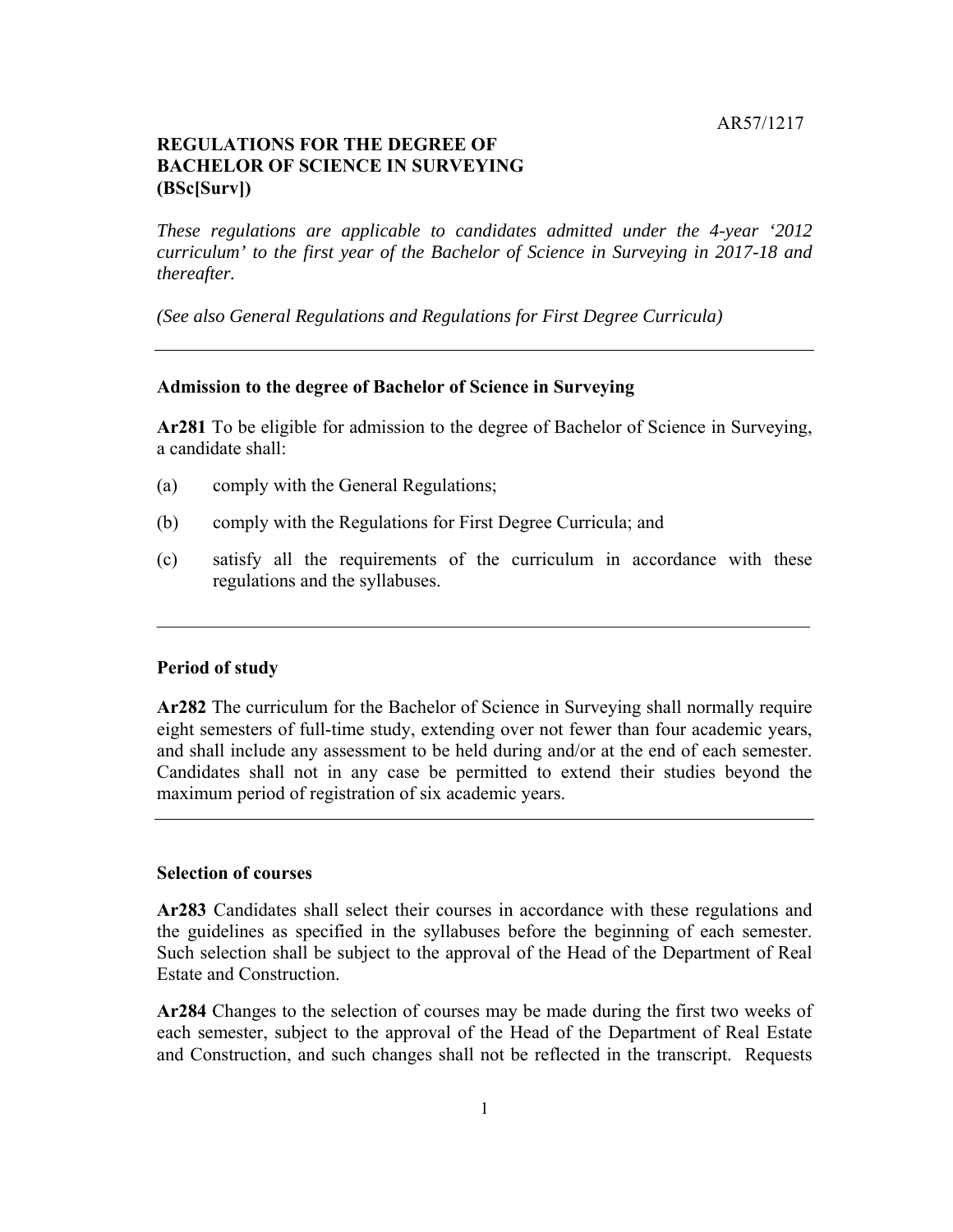AR57/1217

# REGULATIONS FOR THE DEGREE OF BACHELOR OF SCIENCE IN SURVEYING (BSc[Surv])

*These regulations are applicable to candidates admitted under the 4-year '2012 curriculum' to the first year of the Bachelor of Science in Surveying in 2017-18 and thereafter.*

*(See also General Regulations and Regulations for First Degree Curricula)*

---

## Admission to the degree of Bachelor of Science in Surveying

**Ar281** To be eligible for admission to the degree of Bachelor of Science in Surveying, a candidate shall:

(a) comply with the General Regulations;

(b) comply with the Regulations for First Degree Curricula; and

(c) satisfy all the requirements of the curriculum in accordance with these regulations and the syllabuses.

---

## Period of study

**Ar282** The curriculum for the Bachelor of Science in Surveying shall normally require eight semesters of full-time study, extending over not fewer than four academic years, and shall include any assessment to be held during and/or at the end of each semester. Candidates shall not in any case be permitted to extend their studies beyond the maximum period of registration of six academic years.

---

## Selection of courses

**Ar283** Candidates shall select their courses in accordance with these regulations and the guidelines as specified in the syllabuses before the beginning of each semester. Such selection shall be subject to the approval of the Head of the Department of Real Estate and Construction.

**Ar284** Changes to the selection of courses may be made during the first two weeks of each semester, subject to the approval of the Head of the Department of Real Estate and Construction, and such changes shall not be reflected in the transcript. Requests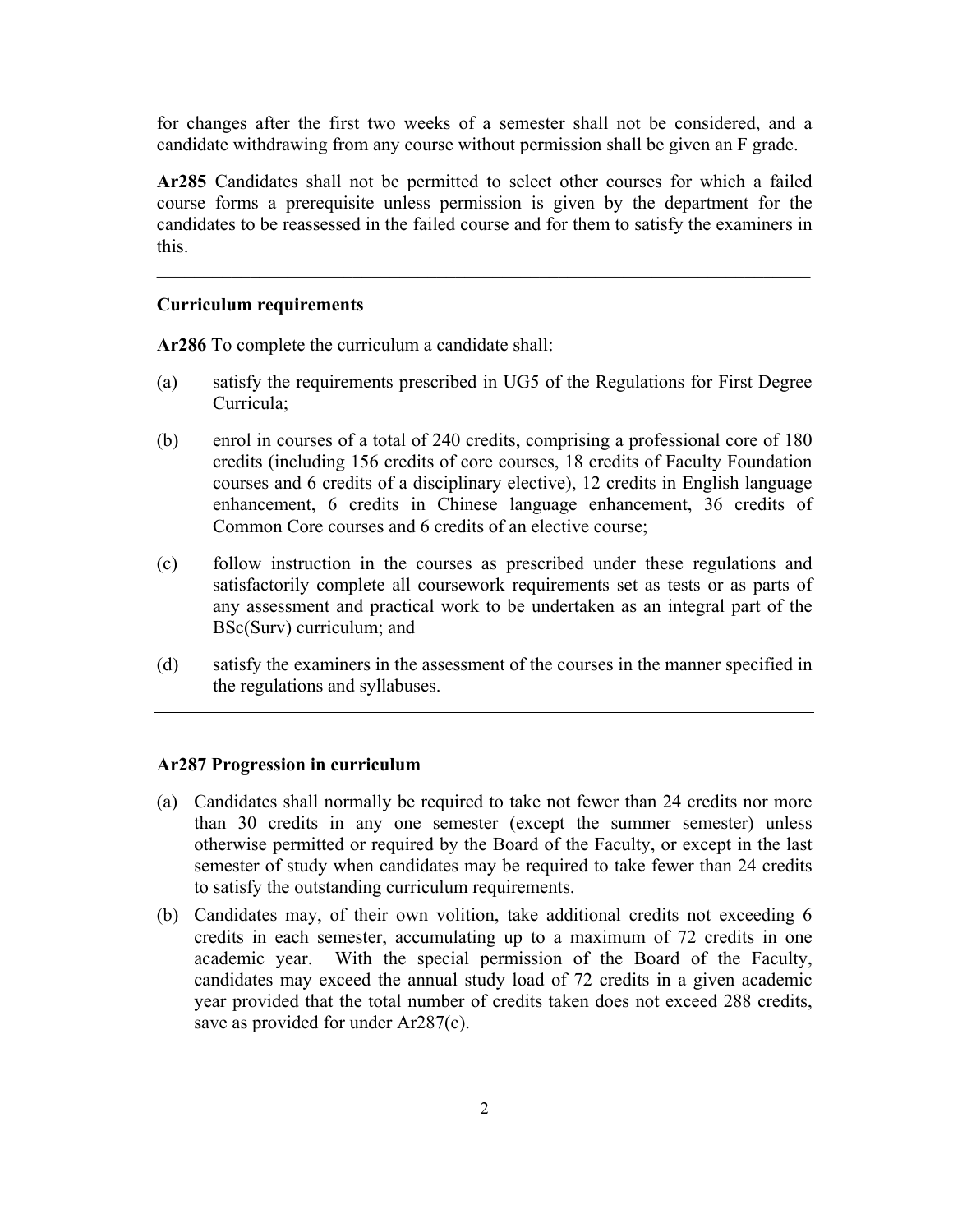for changes after the first two weeks of a semester shall not be considered, and a candidate withdrawing from any course without permission shall be given an F grade.

**Ar285** Candidates shall not be permitted to select other courses for which a failed course forms a prerequisite unless permission is given by the department for the candidates to be reassessed in the failed course and for them to satisfy the examiners in this.

---

**Curriculum requirements**

**Ar286** To complete the curriculum a candidate shall:

(a) satisfy the requirements prescribed in UG5 of the Regulations for First Degree Curricula;

(b) enrol in courses of a total of 240 credits, comprising a professional core of 180 credits (including 156 credits of core courses, 18 credits of Faculty Foundation courses and 6 credits of a disciplinary elective), 12 credits in English language enhancement, 6 credits in Chinese language enhancement, 36 credits of Common Core courses and 6 credits of an elective course;

(c) follow instruction in the courses as prescribed under these regulations and satisfactorily complete all coursework requirements set as tests or as parts of any assessment and practical work to be undertaken as an integral part of the BSc(Surv) curriculum; and

(d) satisfy the examiners in the assessment of the courses in the manner specified in the regulations and syllabuses.

---

**Ar287 Progression in curriculum**

(a) Candidates shall normally be required to take not fewer than 24 credits nor more than 30 credits in any one semester (except the summer semester) unless otherwise permitted or required by the Board of the Faculty, or except in the last semester of study when candidates may be required to take fewer than 24 credits to satisfy the outstanding curriculum requirements.

(b) Candidates may, of their own volition, take additional credits not exceeding 6 credits in each semester, accumulating up to a maximum of 72 credits in one academic year. With the special permission of the Board of the Faculty, candidates may exceed the annual study load of 72 credits in a given academic year provided that the total number of credits taken does not exceed 288 credits, save as provided for under Ar287(c).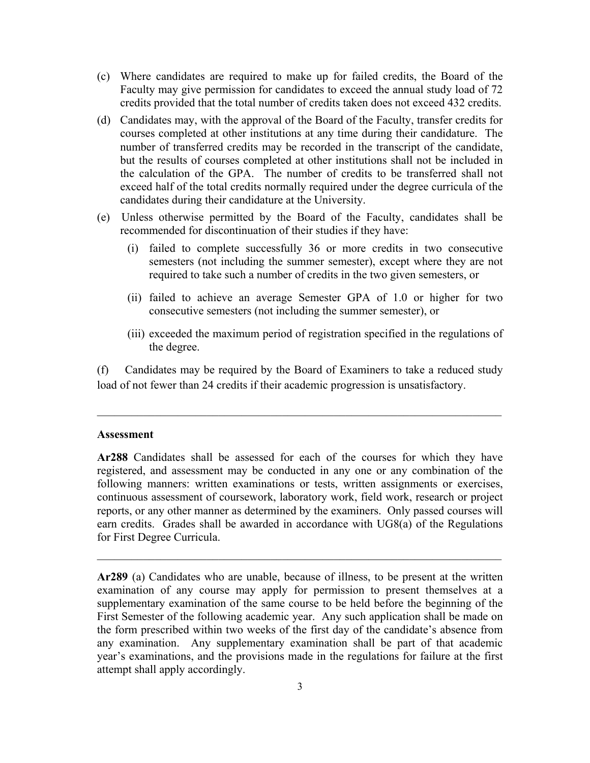(c) Where candidates are required to make up for failed credits, the Board of the Faculty may give permission for candidates to exceed the annual study load of 72 credits provided that the total number of credits taken does not exceed 432 credits.

(d) Candidates may, with the approval of the Board of the Faculty, transfer credits for courses completed at other institutions at any time during their candidature. The number of transferred credits may be recorded in the transcript of the candidate, but the results of courses completed at other institutions shall not be included in the calculation of the GPA. The number of credits to be transferred shall not exceed half of the total credits normally required under the degree curricula of the candidates during their candidature at the University.

(e) Unless otherwise permitted by the Board of the Faculty, candidates shall be recommended for discontinuation of their studies if they have:

   (i) failed to complete successfully 36 or more credits in two consecutive semesters (not including the summer semester), except where they are not required to take such a number of credits in the two given semesters, or

   (ii) failed to achieve an average Semester GPA of 1.0 or higher for two consecutive semesters (not including the summer semester), or

   (iii) exceeded the maximum period of registration specified in the regulations of the degree.

(f) Candidates may be required by the Board of Examiners to take a reduced study load of not fewer than 24 credits if their academic progression is unsatisfactory.

---

**Assessment**

**Ar288** Candidates shall be assessed for each of the courses for which they have registered, and assessment may be conducted in any one or any combination of the following manners: written examinations or tests, written assignments or exercises, continuous assessment of coursework, laboratory work, field work, research or project reports, or any other manner as determined by the examiners. Only passed courses will earn credits. Grades shall be awarded in accordance with UG8(a) of the Regulations for First Degree Curricula.

---

**Ar289** (a) Candidates who are unable, because of illness, to be present at the written examination of any course may apply for permission to present themselves at a supplementary examination of the same course to be held before the beginning of the First Semester of the following academic year. Any such application shall be made on the form prescribed within two weeks of the first day of the candidate's absence from any examination. Any supplementary examination shall be part of that academic year's examinations, and the provisions made in the regulations for failure at the first attempt shall apply accordingly.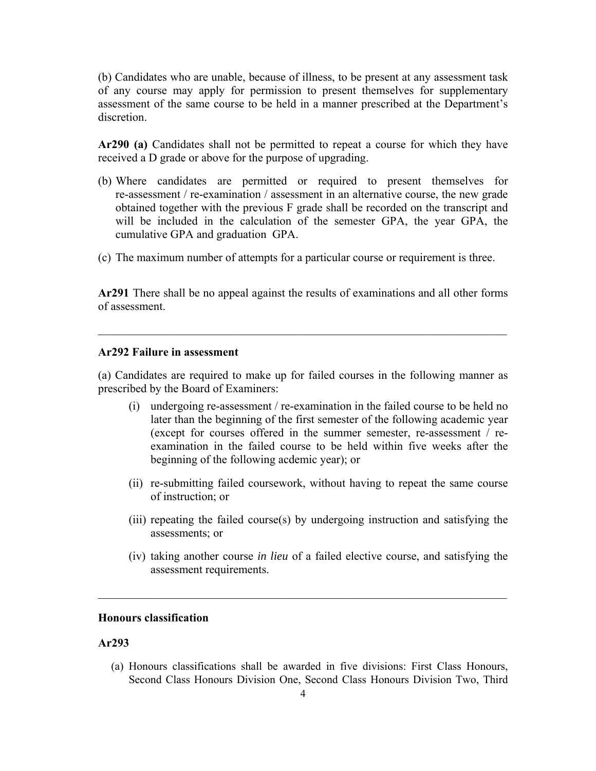(b) Candidates who are unable, because of illness, to be present at any assessment task of any course may apply for permission to present themselves for supplementary assessment of the same course to be held in a manner prescribed at the Department's discretion.

**Ar290 (a)** Candidates shall not be permitted to repeat a course for which they have received a D grade or above for the purpose of upgrading.

(b) Where candidates are permitted or required to present themselves for re-assessment / re-examination / assessment in an alternative course, the new grade obtained together with the previous F grade shall be recorded on the transcript and will be included in the calculation of the semester GPA, the year GPA, the cumulative GPA and graduation GPA.

(c) The maximum number of attempts for a particular course or requirement is three.

**Ar291** There shall be no appeal against the results of examinations and all other forms of assessment.

---

**Ar292 Failure in assessment**

(a) Candidates are required to make up for failed courses in the following manner as prescribed by the Board of Examiners:

(i) undergoing re-assessment / re-examination in the failed course to be held no later than the beginning of the first semester of the following academic year (except for courses offered in the summer semester, re-assessment / re-examination in the failed course to be held within five weeks after the beginning of the following acdemic year); or

(ii) re-submitting failed coursework, without having to repeat the same course of instruction; or

(iii) repeating the failed course(s) by undergoing instruction and satisfying the assessments; or

(iv) taking another course *in lieu* of a failed elective course, and satisfying the assessment requirements.

---

**Honours classification**

**Ar293**

(a) Honours classifications shall be awarded in five divisions: First Class Honours, Second Class Honours Division One, Second Class Honours Division Two, Third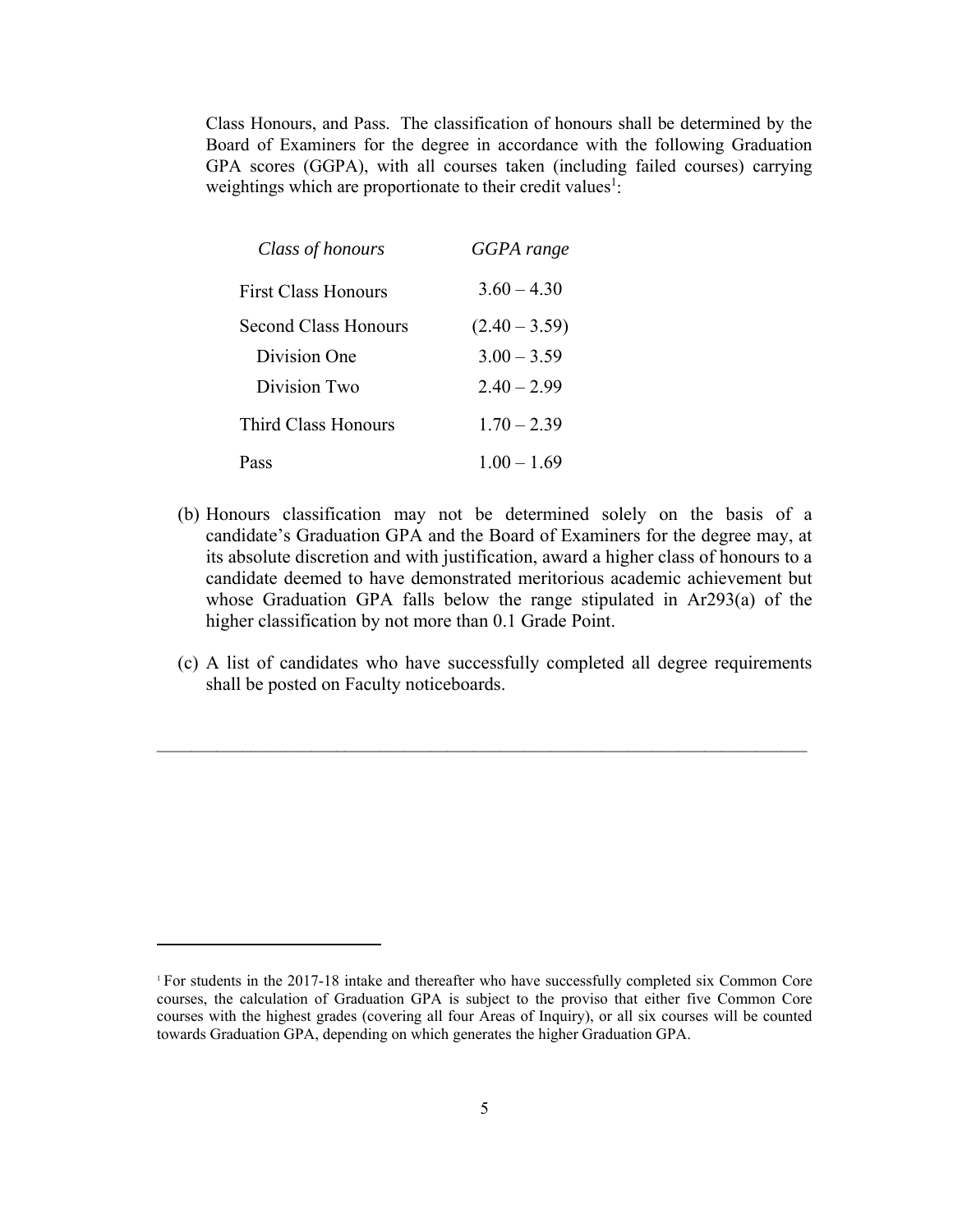Class Honours, and Pass. The classification of honours shall be determined by the Board of Examiners for the degree in accordance with the following Graduation GPA scores (GGPA), with all courses taken (including failed courses) carrying weightings which are proportionate to their credit values[1]:

| *Class of honours* | *GGPA range* |
|---|---|
| First Class Honours | 3.60 – 4.30 |
| Second Class Honours | (2.40 – 3.59) |
| Division One | 3.00 – 3.59 |
| Division Two | 2.40 – 2.99 |
| Third Class Honours | 1.70 – 2.39 |
| Pass | 1.00 – 1.69 |

(b) Honours classification may not be determined solely on the basis of a candidate's Graduation GPA and the Board of Examiners for the degree may, at its absolute discretion and with justification, award a higher class of honours to a candidate deemed to have demonstrated meritorious academic achievement but whose Graduation GPA falls below the range stipulated in Ar293(a) of the higher classification by not more than 0.1 Grade Point.

(c) A list of candidates who have successfully completed all degree requirements shall be posted on Faculty noticeboards.

---

[1] For students in the 2017-18 intake and thereafter who have successfully completed six Common Core courses, the calculation of Graduation GPA is subject to the proviso that either five Common Core courses with the highest grades (covering all four Areas of Inquiry), or all six courses will be counted towards Graduation GPA, depending on which generates the higher Graduation GPA.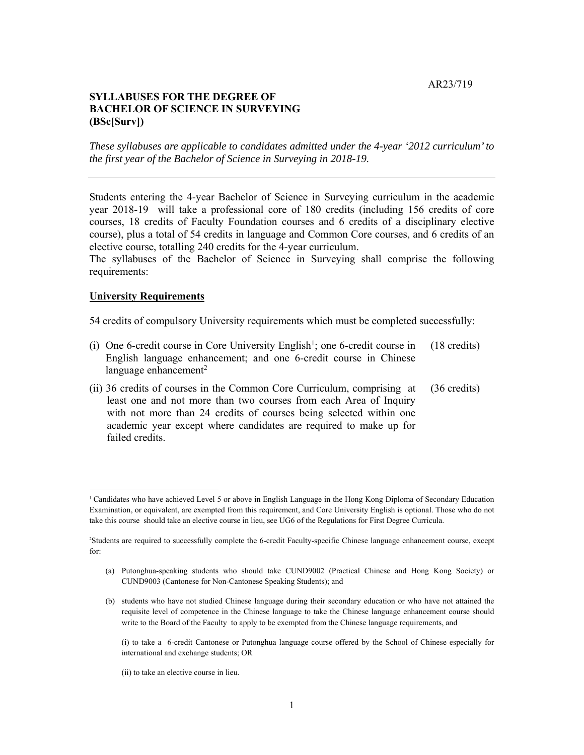AR23/719

**SYLLABUSES FOR THE DEGREE OF BACHELOR OF SCIENCE IN SURVEYING (BSc[Surv])**

*These syllabuses are applicable to candidates admitted under the 4-year '2012 curriculum' to the first year of the Bachelor of Science in Surveying in 2018-19.*

---

Students entering the 4-year Bachelor of Science in Surveying curriculum in the academic year 2018-19 will take a professional core of 180 credits (including 156 credits of core courses, 18 credits of Faculty Foundation courses and 6 credits of a disciplinary elective course), plus a total of 54 credits in language and Common Core courses, and 6 credits of an elective course, totalling 240 credits for the 4-year curriculum.

The syllabuses of the Bachelor of Science in Surveying shall comprise the following requirements:

**University Requirements**

54 credits of compulsory University requirements which must be completed successfully:

(i) One 6-credit course in Core University English[1]; one 6-credit course in English language enhancement; and one 6-credit course in Chinese language enhancement[2] (18 credits)

(ii) 36 credits of courses in the Common Core Curriculum, comprising at least one and not more than two courses from each Area of Inquiry with not more than 24 credits of courses being selected within one academic year except where candidates are required to make up for failed credits. (36 credits)

---

[1] Candidates who have achieved Level 5 or above in English Language in the Hong Kong Diploma of Secondary Education Examination, or equivalent, are exempted from this requirement, and Core University English is optional. Those who do not take this course should take an elective course in lieu, see UG6 of the Regulations for First Degree Curricula.

[2] Students are required to successfully complete the 6-credit Faculty-specific Chinese language enhancement course, except for:

(a) Putonghua-speaking students who should take CUND9002 (Practical Chinese and Hong Kong Society) or CUND9003 (Cantonese for Non-Cantonese Speaking Students); and

(b) students who have not studied Chinese language during their secondary education or who have not attained the requisite level of competence in the Chinese language to take the Chinese language enhancement course should write to the Board of the Faculty to apply to be exempted from the Chinese language requirements, and

(i) to take a 6-credit Cantonese or Putonghua language course offered by the School of Chinese especially for international and exchange students; OR

(ii) to take an elective course in lieu.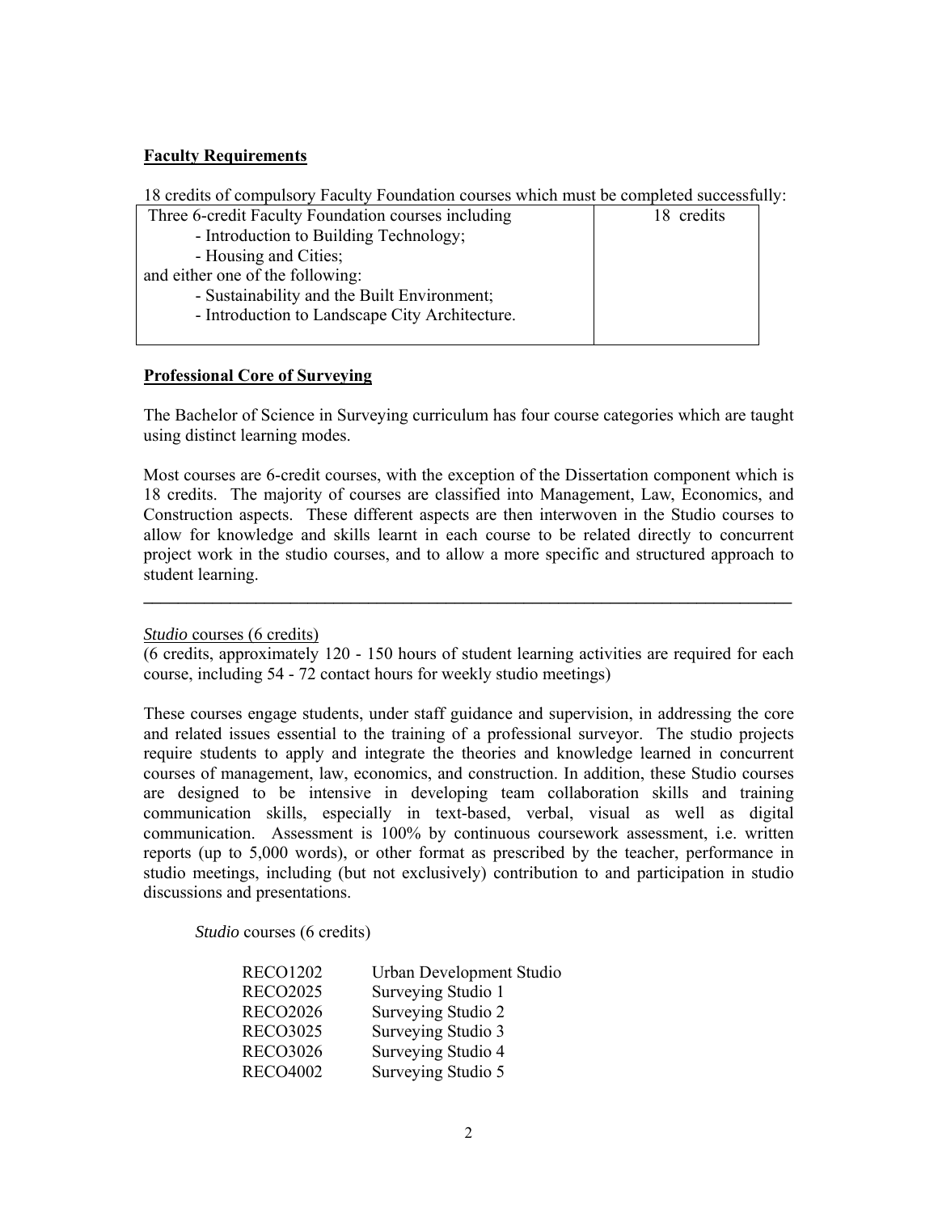**Faculty Requirements**

18 credits of compulsory Faculty Foundation courses which must be completed successfully:

| Three 6-credit Faculty Foundation courses including<br>- Introduction to Building Technology;<br>- Housing and Cities;<br>and either one of the following:<br>- Sustainability and the Built Environment;<br>- Introduction to Landscape City Architecture. | 18 credits |
|---|---|

**Professional Core of Surveying**

The Bachelor of Science in Surveying curriculum has four course categories which are taught using distinct learning modes.

Most courses are 6-credit courses, with the exception of the Dissertation component which is 18 credits. The majority of courses are classified into Management, Law, Economics, and Construction aspects. These different aspects are then interwoven in the Studio courses to allow for knowledge and skills learnt in each course to be related directly to concurrent project work in the studio courses, and to allow a more specific and structured approach to student learning.

---

*Studio* courses (6 credits)
(6 credits, approximately 120 - 150 hours of student learning activities are required for each course, including 54 - 72 contact hours for weekly studio meetings)

These courses engage students, under staff guidance and supervision, in addressing the core and related issues essential to the training of a professional surveyor. The studio projects require students to apply and integrate the theories and knowledge learned in concurrent courses of management, law, economics, and construction. In addition, these Studio courses are designed to be intensive in developing team collaboration skills and training communication skills, especially in text-based, verbal, visual as well as digital communication. Assessment is 100% by continuous coursework assessment, i.e. written reports (up to 5,000 words), or other format as prescribed by the teacher, performance in studio meetings, including (but not exclusively) contribution to and participation in studio discussions and presentations.

*Studio* courses (6 credits)

| | |
|---|---|
| RECO1202 | Urban Development Studio |
| RECO2025 | Surveying Studio 1 |
| RECO2026 | Surveying Studio 2 |
| RECO3025 | Surveying Studio 3 |
| RECO3026 | Surveying Studio 4 |
| RECO4002 | Surveying Studio 5 |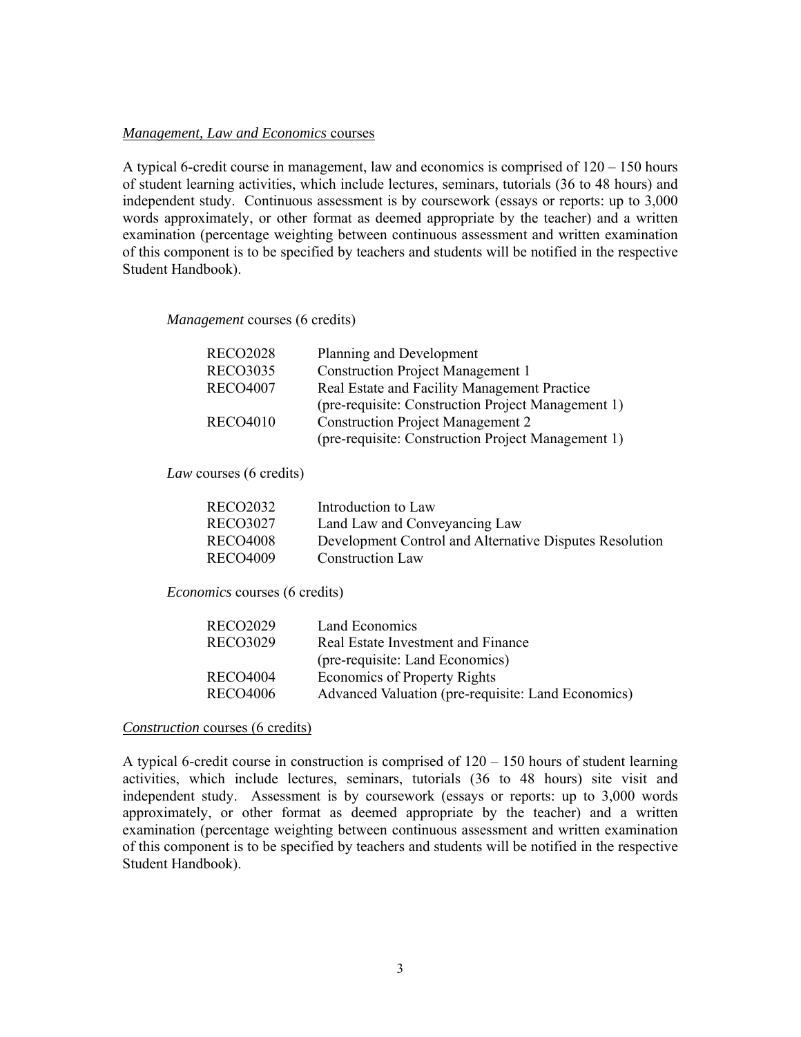*Management, Law and Economics* courses

A typical 6-credit course in management, law and economics is comprised of 120 – 150 hours of student learning activities, which include lectures, seminars, tutorials (36 to 48 hours) and independent study. Continuous assessment is by coursework (essays or reports: up to 3,000 words approximately, or other format as deemed appropriate by the teacher) and a written examination (percentage weighting between continuous assessment and written examination of this component is to be specified by teachers and students will be notified in the respective Student Handbook).

*Management* courses (6 credits)

| | |
|---|---|
| RECO2028 | Planning and Development |
| RECO3035 | Construction Project Management 1 |
| RECO4007 | Real Estate and Facility Management Practice (pre-requisite: Construction Project Management 1) |
| RECO4010 | Construction Project Management 2 (pre-requisite: Construction Project Management 1) |

*Law* courses (6 credits)

| | |
|---|---|
| RECO2032 | Introduction to Law |
| RECO3027 | Land Law and Conveyancing Law |
| RECO4008 | Development Control and Alternative Disputes Resolution |
| RECO4009 | Construction Law |

*Economics* courses (6 credits)

| | |
|---|---|
| RECO2029 | Land Economics |
| RECO3029 | Real Estate Investment and Finance (pre-requisite: Land Economics) |
| RECO4004 | Economics of Property Rights |
| RECO4006 | Advanced Valuation (pre-requisite: Land Economics) |

*Construction* courses (6 credits)

A typical 6-credit course in construction is comprised of 120 – 150 hours of student learning activities, which include lectures, seminars, tutorials (36 to 48 hours) site visit and independent study. Assessment is by coursework (essays or reports: up to 3,000 words approximately, or other format as deemed appropriate by the teacher) and a written examination (percentage weighting between continuous assessment and written examination of this component is to be specified by teachers and students will be notified in the respective Student Handbook).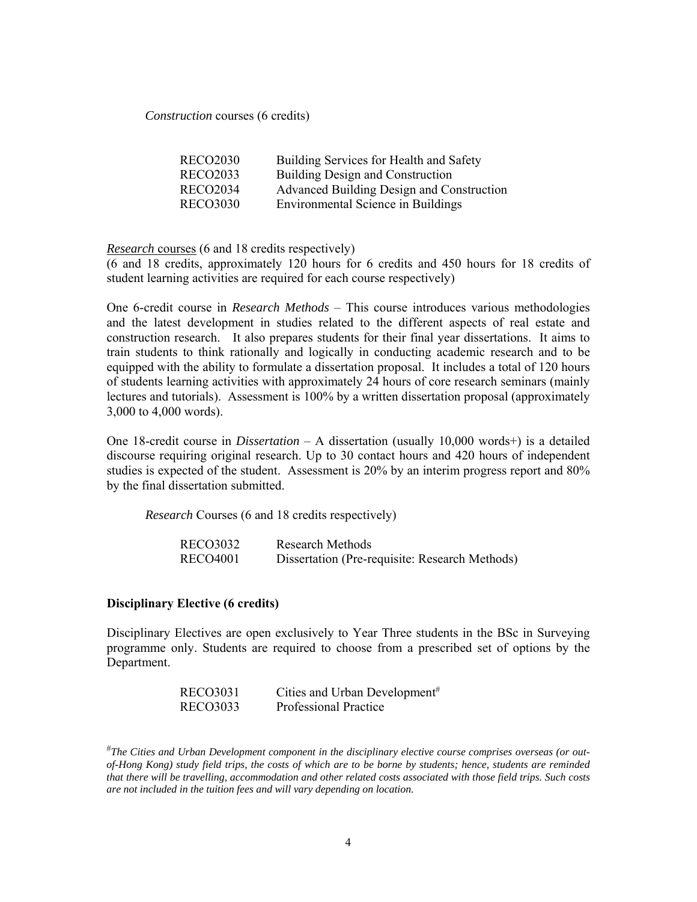*Construction* courses (6 credits)

| | |
|---|---|
| RECO2030 | Building Services for Health and Safety |
| RECO2033 | Building Design and Construction |
| RECO2034 | Advanced Building Design and Construction |
| RECO3030 | Environmental Science in Buildings |

*Research* courses (6 and 18 credits respectively)
(6 and 18 credits, approximately 120 hours for 6 credits and 450 hours for 18 credits of student learning activities are required for each course respectively)

One 6-credit course in *Research Methods* – This course introduces various methodologies and the latest development in studies related to the different aspects of real estate and construction research. It also prepares students for their final year dissertations. It aims to train students to think rationally and logically in conducting academic research and to be equipped with the ability to formulate a dissertation proposal. It includes a total of 120 hours of students learning activities with approximately 24 hours of core research seminars (mainly lectures and tutorials). Assessment is 100% by a written dissertation proposal (approximately 3,000 to 4,000 words).

One 18-credit course in *Dissertation* – A dissertation (usually 10,000 words+) is a detailed discourse requiring original research. Up to 30 contact hours and 420 hours of independent studies is expected of the student. Assessment is 20% by an interim progress report and 80% by the final dissertation submitted.

*Research* Courses (6 and 18 credits respectively)

| | |
|---|---|
| RECO3032 | Research Methods |
| RECO4001 | Dissertation (Pre-requisite: Research Methods) |

**Disciplinary Elective (6 credits)**

Disciplinary Electives are open exclusively to Year Three students in the BSc in Surveying programme only. Students are required to choose from a prescribed set of options by the Department.

| | |
|---|---|
| RECO3031 | Cities and Urban Development# |
| RECO3033 | Professional Practice |

#*The Cities and Urban Development component in the disciplinary elective course comprises overseas (or out-of-Hong Kong) study field trips, the costs of which are to be borne by students; hence, students are reminded that there will be travelling, accommodation and other related costs associated with those field trips. Such costs are not included in the tuition fees and will vary depending on location.*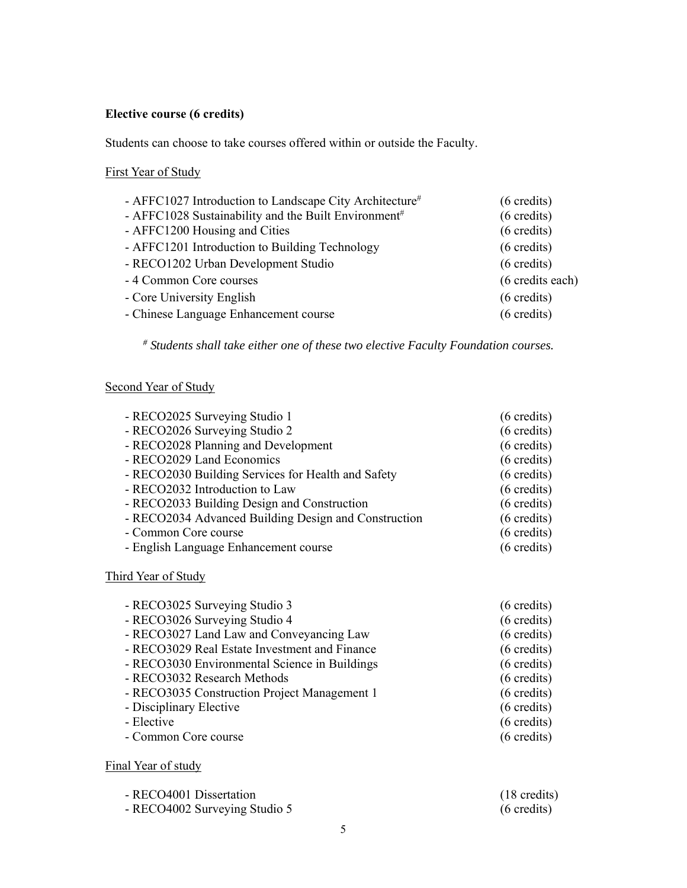**Elective course (6 credits)**

Students can choose to take courses offered within or outside the Faculty.

First Year of Study

- AFFC1027 Introduction to Landscape City Architecture# (6 credits)
- AFFC1028 Sustainability and the Built Environment# (6 credits)
- AFFC1200 Housing and Cities (6 credits)
- AFFC1201 Introduction to Building Technology (6 credits)
- RECO1202 Urban Development Studio (6 credits)
- 4 Common Core courses (6 credits each)
- Core University English (6 credits)
- Chinese Language Enhancement course (6 credits)

*# Students shall take either one of these two elective Faculty Foundation courses.*

Second Year of Study

- RECO2025 Surveying Studio 1 (6 credits)
- RECO2026 Surveying Studio 2 (6 credits)
- RECO2028 Planning and Development (6 credits)
- RECO2029 Land Economics (6 credits)
- RECO2030 Building Services for Health and Safety (6 credits)
- RECO2032 Introduction to Law (6 credits)
- RECO2033 Building Design and Construction (6 credits)
- RECO2034 Advanced Building Design and Construction (6 credits)
- Common Core course (6 credits)
- English Language Enhancement course (6 credits)

Third Year of Study

- RECO3025 Surveying Studio 3 (6 credits)
- RECO3026 Surveying Studio 4 (6 credits)
- RECO3027 Land Law and Conveyancing Law (6 credits)
- RECO3029 Real Estate Investment and Finance (6 credits)
- RECO3030 Environmental Science in Buildings (6 credits)
- RECO3032 Research Methods (6 credits)
- RECO3035 Construction Project Management 1 (6 credits)
- Disciplinary Elective (6 credits)
- Elective (6 credits)
- Common Core course (6 credits)

Final Year of study

- RECO4001 Dissertation (18 credits)
- RECO4002 Surveying Studio 5 (6 credits)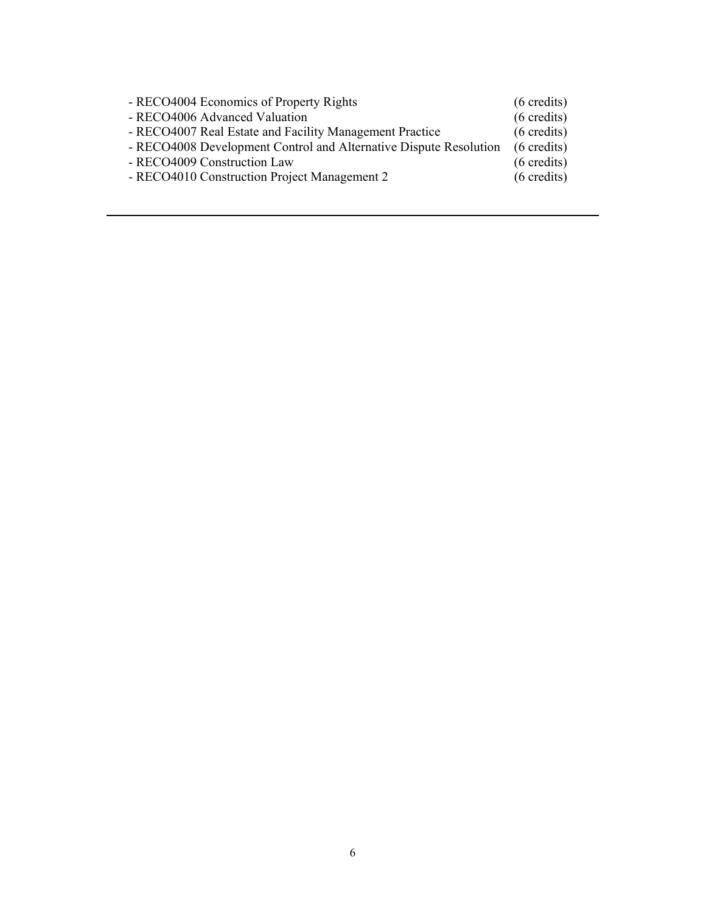- RECO4004 Economics of Property Rights (6 credits)
- RECO4006 Advanced Valuation (6 credits)
- RECO4007 Real Estate and Facility Management Practice (6 credits)
- RECO4008 Development Control and Alternative Dispute Resolution (6 credits)
- RECO4009 Construction Law (6 credits)
- RECO4010 Construction Project Management 2 (6 credits)

---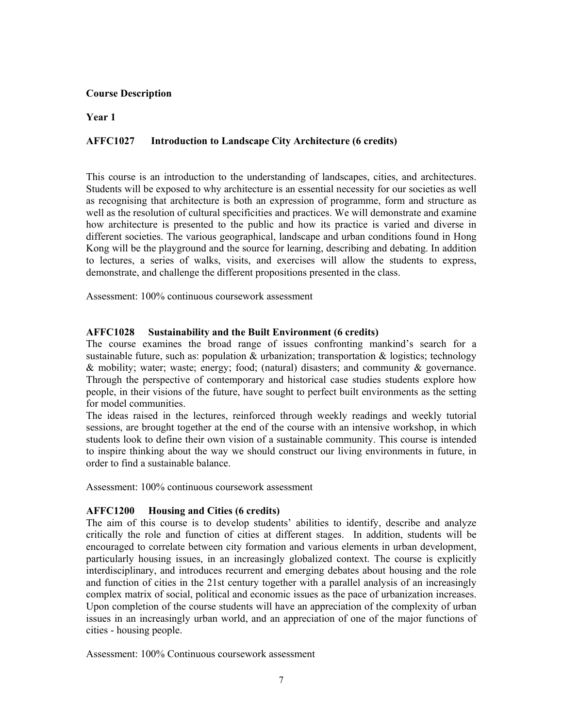**Course Description**

**Year 1**

### AFFC1027 Introduction to Landscape City Architecture (6 credits)

This course is an introduction to the understanding of landscapes, cities, and architectures. Students will be exposed to why architecture is an essential necessity for our societies as well as recognising that architecture is both an expression of programme, form and structure as well as the resolution of cultural specificities and practices. We will demonstrate and examine how architecture is presented to the public and how its practice is varied and diverse in different societies. The various geographical, landscape and urban conditions found in Hong Kong will be the playground and the source for learning, describing and debating. In addition to lectures, a series of walks, visits, and exercises will allow the students to express, demonstrate, and challenge the different propositions presented in the class.

Assessment: 100% continuous coursework assessment

### AFFC1028 Sustainability and the Built Environment (6 credits)

The course examines the broad range of issues confronting mankind's search for a sustainable future, such as: population & urbanization; transportation & logistics; technology & mobility; water; waste; energy; food; (natural) disasters; and community & governance. Through the perspective of contemporary and historical case studies students explore how people, in their visions of the future, have sought to perfect built environments as the setting for model communities.

The ideas raised in the lectures, reinforced through weekly readings and weekly tutorial sessions, are brought together at the end of the course with an intensive workshop, in which students look to define their own vision of a sustainable community. This course is intended to inspire thinking about the way we should construct our living environments in future, in order to find a sustainable balance.

Assessment: 100% continuous coursework assessment

### AFFC1200 Housing and Cities (6 credits)

The aim of this course is to develop students' abilities to identify, describe and analyze critically the role and function of cities at different stages. In addition, students will be encouraged to correlate between city formation and various elements in urban development, particularly housing issues, in an increasingly globalized context. The course is explicitly interdisciplinary, and introduces recurrent and emerging debates about housing and the role and function of cities in the 21st century together with a parallel analysis of an increasingly complex matrix of social, political and economic issues as the pace of urbanization increases. Upon completion of the course students will have an appreciation of the complexity of urban issues in an increasingly urban world, and an appreciation of one of the major functions of cities - housing people.

Assessment: 100% Continuous coursework assessment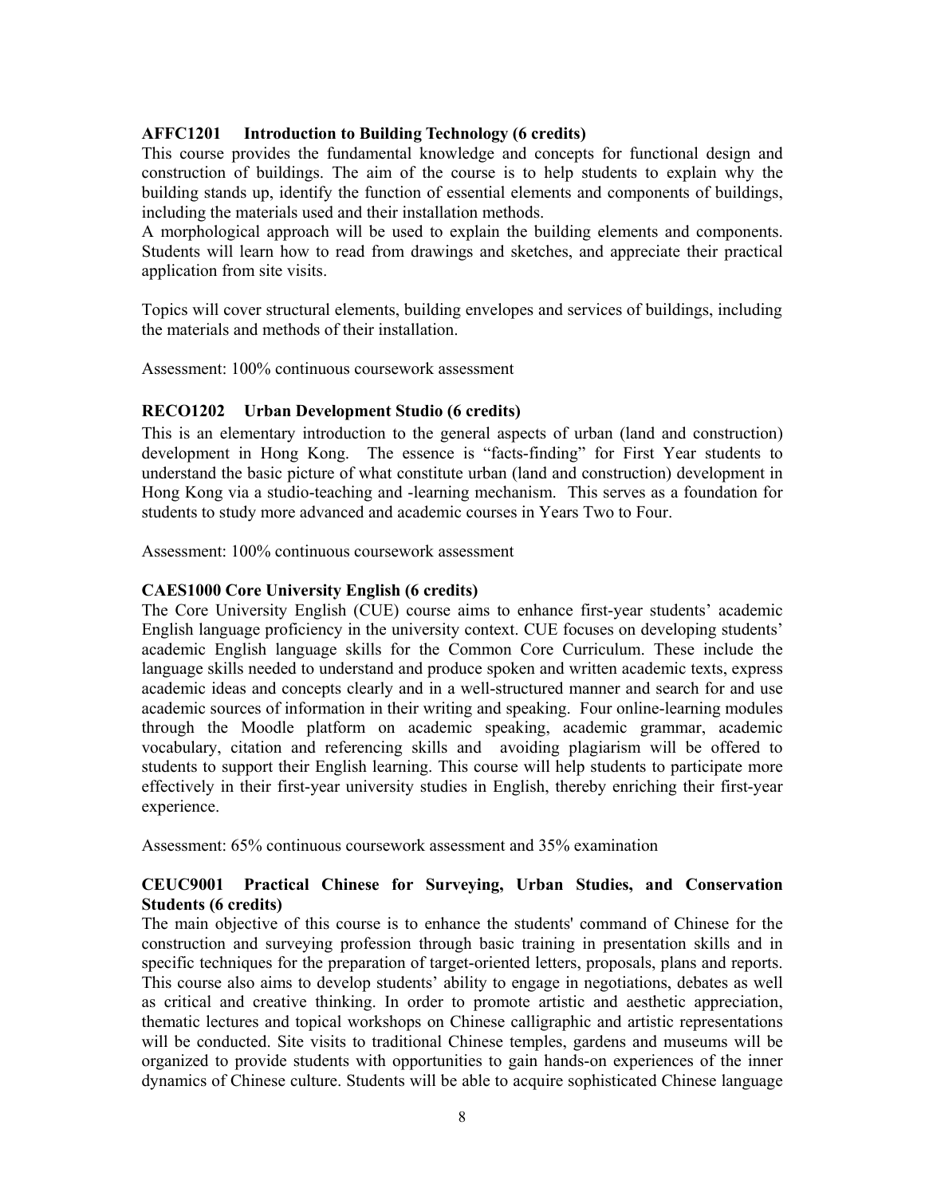**AFFC1201 Introduction to Building Technology (6 credits)**

This course provides the fundamental knowledge and concepts for functional design and construction of buildings. The aim of the course is to help students to explain why the building stands up, identify the function of essential elements and components of buildings, including the materials used and their installation methods.

A morphological approach will be used to explain the building elements and components. Students will learn how to read from drawings and sketches, and appreciate their practical application from site visits.

Topics will cover structural elements, building envelopes and services of buildings, including the materials and methods of their installation.

Assessment: 100% continuous coursework assessment

**RECO1202 Urban Development Studio (6 credits)**

This is an elementary introduction to the general aspects of urban (land and construction) development in Hong Kong. The essence is "facts-finding" for First Year students to understand the basic picture of what constitute urban (land and construction) development in Hong Kong via a studio-teaching and -learning mechanism. This serves as a foundation for students to study more advanced and academic courses in Years Two to Four.

Assessment: 100% continuous coursework assessment

**CAES1000 Core University English (6 credits)**

The Core University English (CUE) course aims to enhance first-year students' academic English language proficiency in the university context. CUE focuses on developing students' academic English language skills for the Common Core Curriculum. These include the language skills needed to understand and produce spoken and written academic texts, express academic ideas and concepts clearly and in a well-structured manner and search for and use academic sources of information in their writing and speaking. Four online-learning modules through the Moodle platform on academic speaking, academic grammar, academic vocabulary, citation and referencing skills and avoiding plagiarism will be offered to students to support their English learning. This course will help students to participate more effectively in their first-year university studies in English, thereby enriching their first-year experience.

Assessment: 65% continuous coursework assessment and 35% examination

**CEUC9001 Practical Chinese for Surveying, Urban Studies, and Conservation Students (6 credits)**

The main objective of this course is to enhance the students' command of Chinese for the construction and surveying profession through basic training in presentation skills and in specific techniques for the preparation of target-oriented letters, proposals, plans and reports. This course also aims to develop students' ability to engage in negotiations, debates as well as critical and creative thinking. In order to promote artistic and aesthetic appreciation, thematic lectures and topical workshops on Chinese calligraphic and artistic representations will be conducted. Site visits to traditional Chinese temples, gardens and museums will be organized to provide students with opportunities to gain hands-on experiences of the inner dynamics of Chinese culture. Students will be able to acquire sophisticated Chinese language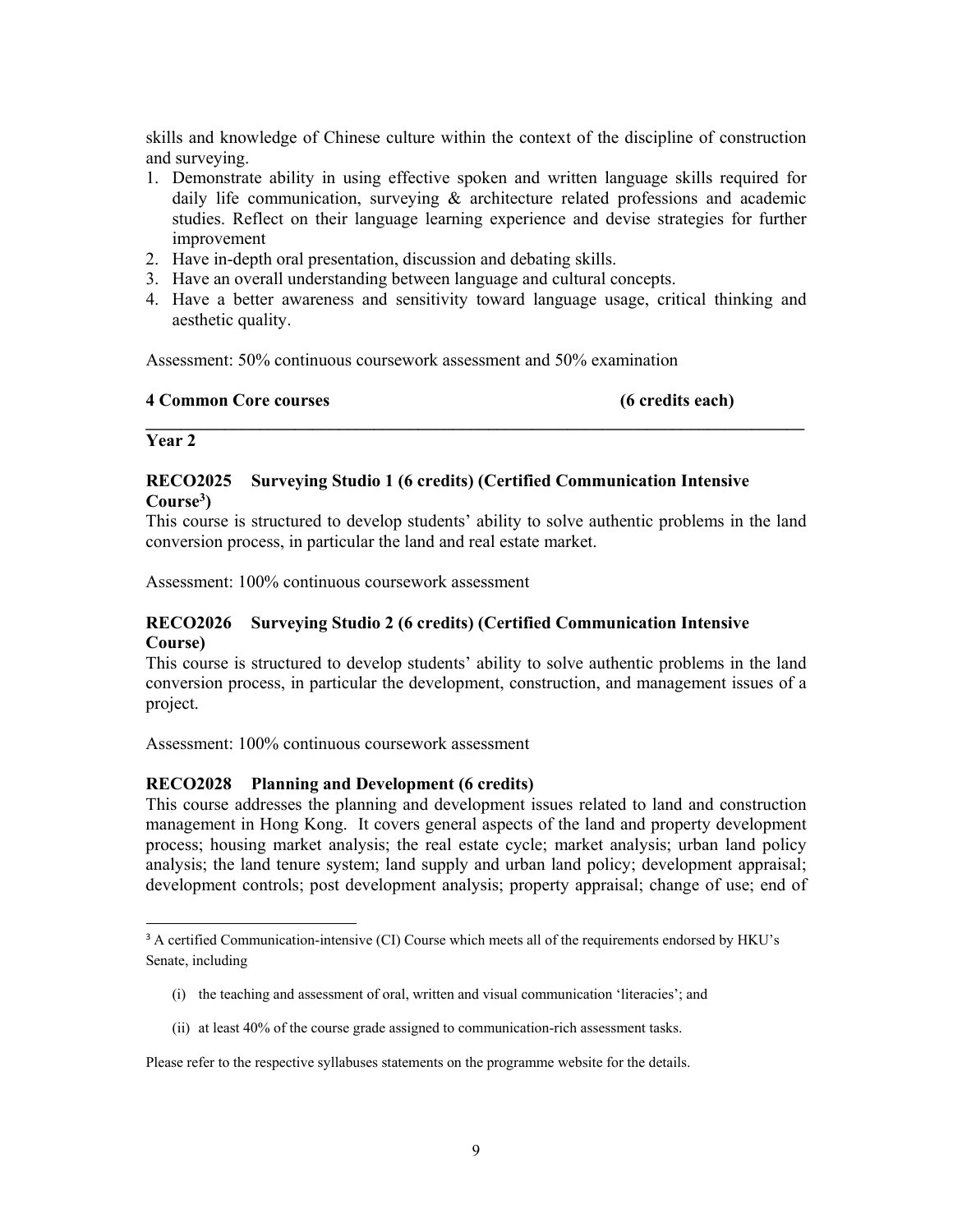skills and knowledge of Chinese culture within the context of the discipline of construction and surveying.

1. Demonstrate ability in using effective spoken and written language skills required for daily life communication, surveying & architecture related professions and academic studies. Reflect on their language learning experience and devise strategies for further improvement
2. Have in-depth oral presentation, discussion and debating skills.
3. Have an overall understanding between language and cultural concepts.
4. Have a better awareness and sensitivity toward language usage, critical thinking and aesthetic quality.

Assessment: 50% continuous coursework assessment and 50% examination

**4 Common Core courses (6 credits each)**

---

**Year 2**

**RECO2025 Surveying Studio 1 (6 credits) (Certified Communication Intensive Course[3])**

This course is structured to develop students' ability to solve authentic problems in the land conversion process, in particular the land and real estate market.

Assessment: 100% continuous coursework assessment

**RECO2026 Surveying Studio 2 (6 credits) (Certified Communication Intensive Course)**

This course is structured to develop students' ability to solve authentic problems in the land conversion process, in particular the development, construction, and management issues of a project.

Assessment: 100% continuous coursework assessment

**RECO2028 Planning and Development (6 credits)**

This course addresses the planning and development issues related to land and construction management in Hong Kong. It covers general aspects of the land and property development process; housing market analysis; the real estate cycle; market analysis; urban land policy analysis; the land tenure system; land supply and urban land policy; development appraisal; development controls; post development analysis; property appraisal; change of use; end of

---

[3] A certified Communication-intensive (CI) Course which meets all of the requirements endorsed by HKU's Senate, including

(i) the teaching and assessment of oral, written and visual communication 'literacies'; and

(ii) at least 40% of the course grade assigned to communication-rich assessment tasks.

Please refer to the respective syllabuses statements on the programme website for the details.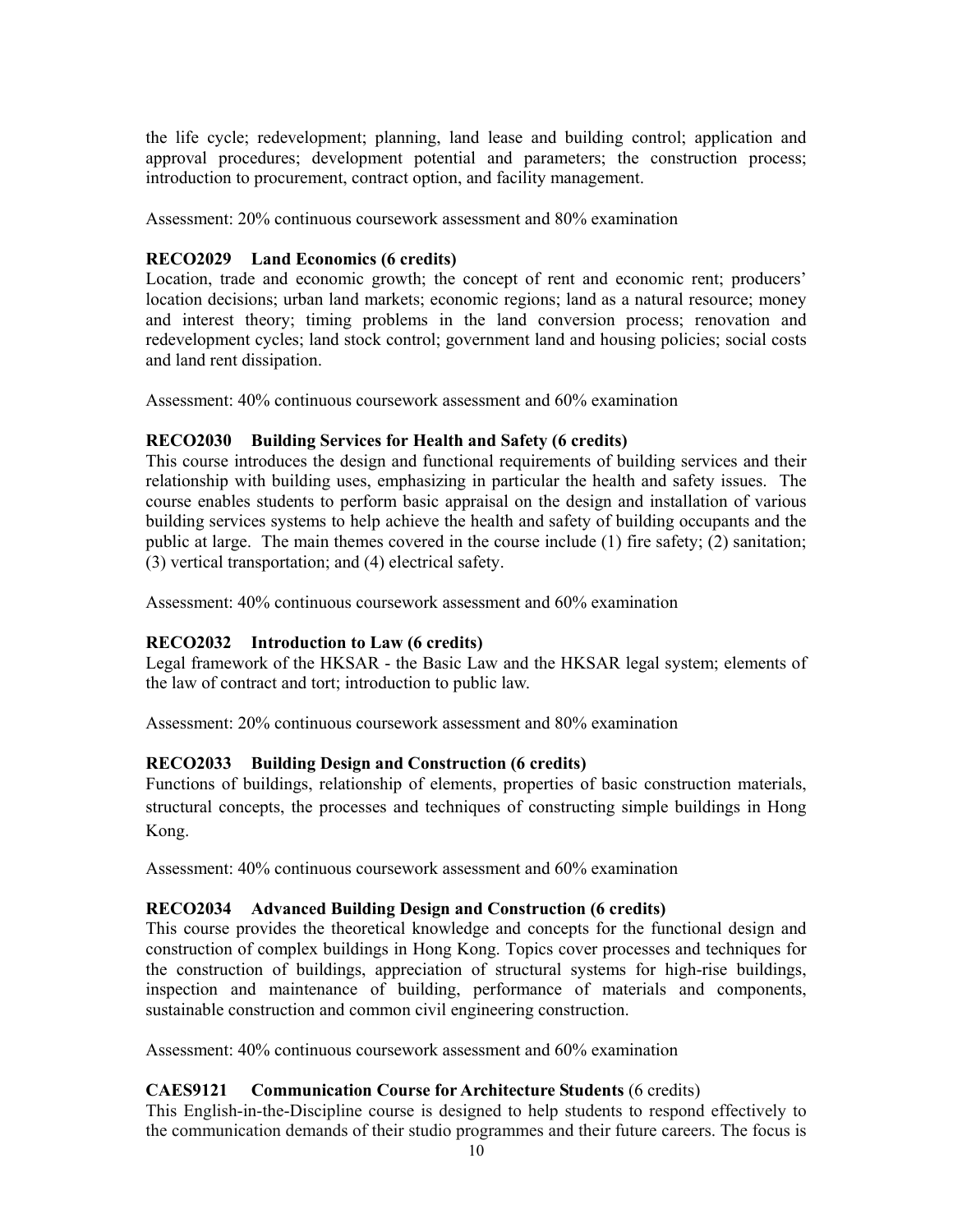the life cycle; redevelopment; planning, land lease and building control; application and approval procedures; development potential and parameters; the construction process; introduction to procurement, contract option, and facility management.

Assessment: 20% continuous coursework assessment and 80% examination

**RECO2029 Land Economics (6 credits)**

Location, trade and economic growth; the concept of rent and economic rent; producers' location decisions; urban land markets; economic regions; land as a natural resource; money and interest theory; timing problems in the land conversion process; renovation and redevelopment cycles; land stock control; government land and housing policies; social costs and land rent dissipation.

Assessment: 40% continuous coursework assessment and 60% examination

**RECO2030 Building Services for Health and Safety (6 credits)**

This course introduces the design and functional requirements of building services and their relationship with building uses, emphasizing in particular the health and safety issues. The course enables students to perform basic appraisal on the design and installation of various building services systems to help achieve the health and safety of building occupants and the public at large. The main themes covered in the course include (1) fire safety; (2) sanitation; (3) vertical transportation; and (4) electrical safety.

Assessment: 40% continuous coursework assessment and 60% examination

**RECO2032 Introduction to Law (6 credits)**

Legal framework of the HKSAR - the Basic Law and the HKSAR legal system; elements of the law of contract and tort; introduction to public law.

Assessment: 20% continuous coursework assessment and 80% examination

**RECO2033 Building Design and Construction (6 credits)**

Functions of buildings, relationship of elements, properties of basic construction materials, structural concepts, the processes and techniques of constructing simple buildings in Hong Kong.

Assessment: 40% continuous coursework assessment and 60% examination

**RECO2034 Advanced Building Design and Construction (6 credits)**

This course provides the theoretical knowledge and concepts for the functional design and construction of complex buildings in Hong Kong. Topics cover processes and techniques for the construction of buildings, appreciation of structural systems for high-rise buildings, inspection and maintenance of building, performance of materials and components, sustainable construction and common civil engineering construction.

Assessment: 40% continuous coursework assessment and 60% examination

**CAES9121 Communication Course for Architecture Students** (6 credits)

This English-in-the-Discipline course is designed to help students to respond effectively to the communication demands of their studio programmes and their future careers. The focus is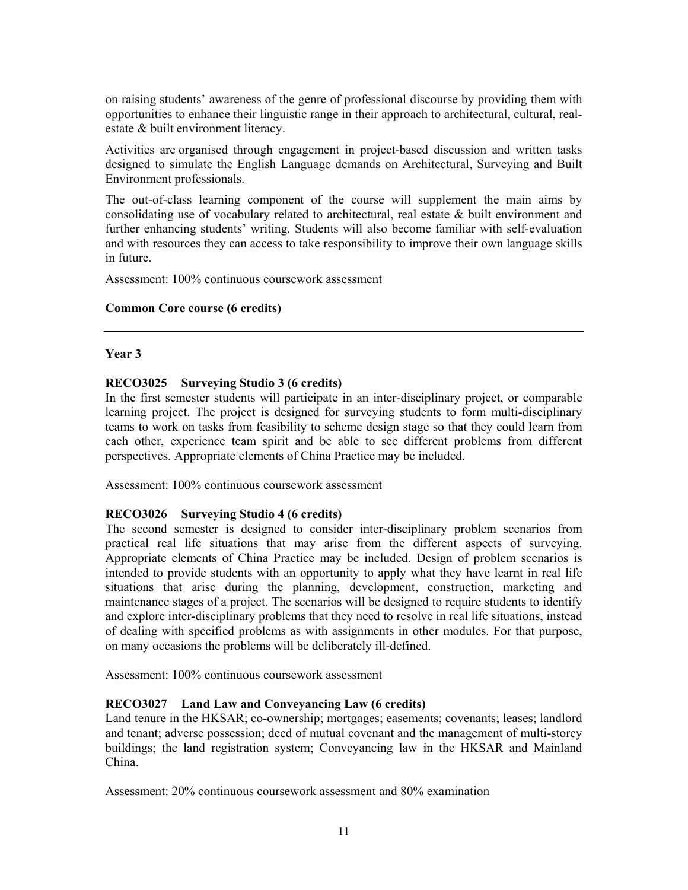on raising students' awareness of the genre of professional discourse by providing them with opportunities to enhance their linguistic range in their approach to architectural, cultural, real-estate & built environment literacy.

Activities are organised through engagement in project-based discussion and written tasks designed to simulate the English Language demands on Architectural, Surveying and Built Environment professionals.

The out-of-class learning component of the course will supplement the main aims by consolidating use of vocabulary related to architectural, real estate & built environment and further enhancing students' writing. Students will also become familiar with self-evaluation and with resources they can access to take responsibility to improve their own language skills in future.

Assessment: 100% continuous coursework assessment

**Common Core course (6 credits)**

---

**Year 3**

**RECO3025 Surveying Studio 3 (6 credits)**

In the first semester students will participate in an inter-disciplinary project, or comparable learning project. The project is designed for surveying students to form multi-disciplinary teams to work on tasks from feasibility to scheme design stage so that they could learn from each other, experience team spirit and be able to see different problems from different perspectives. Appropriate elements of China Practice may be included.

Assessment: 100% continuous coursework assessment

**RECO3026 Surveying Studio 4 (6 credits)**

The second semester is designed to consider inter-disciplinary problem scenarios from practical real life situations that may arise from the different aspects of surveying. Appropriate elements of China Practice may be included. Design of problem scenarios is intended to provide students with an opportunity to apply what they have learnt in real life situations that arise during the planning, development, construction, marketing and maintenance stages of a project. The scenarios will be designed to require students to identify and explore inter-disciplinary problems that they need to resolve in real life situations, instead of dealing with specified problems as with assignments in other modules. For that purpose, on many occasions the problems will be deliberately ill-defined.

Assessment: 100% continuous coursework assessment

**RECO3027 Land Law and Conveyancing Law (6 credits)**

Land tenure in the HKSAR; co-ownership; mortgages; easements; covenants; leases; landlord and tenant; adverse possession; deed of mutual covenant and the management of multi-storey buildings; the land registration system; Conveyancing law in the HKSAR and Mainland China.

Assessment: 20% continuous coursework assessment and 80% examination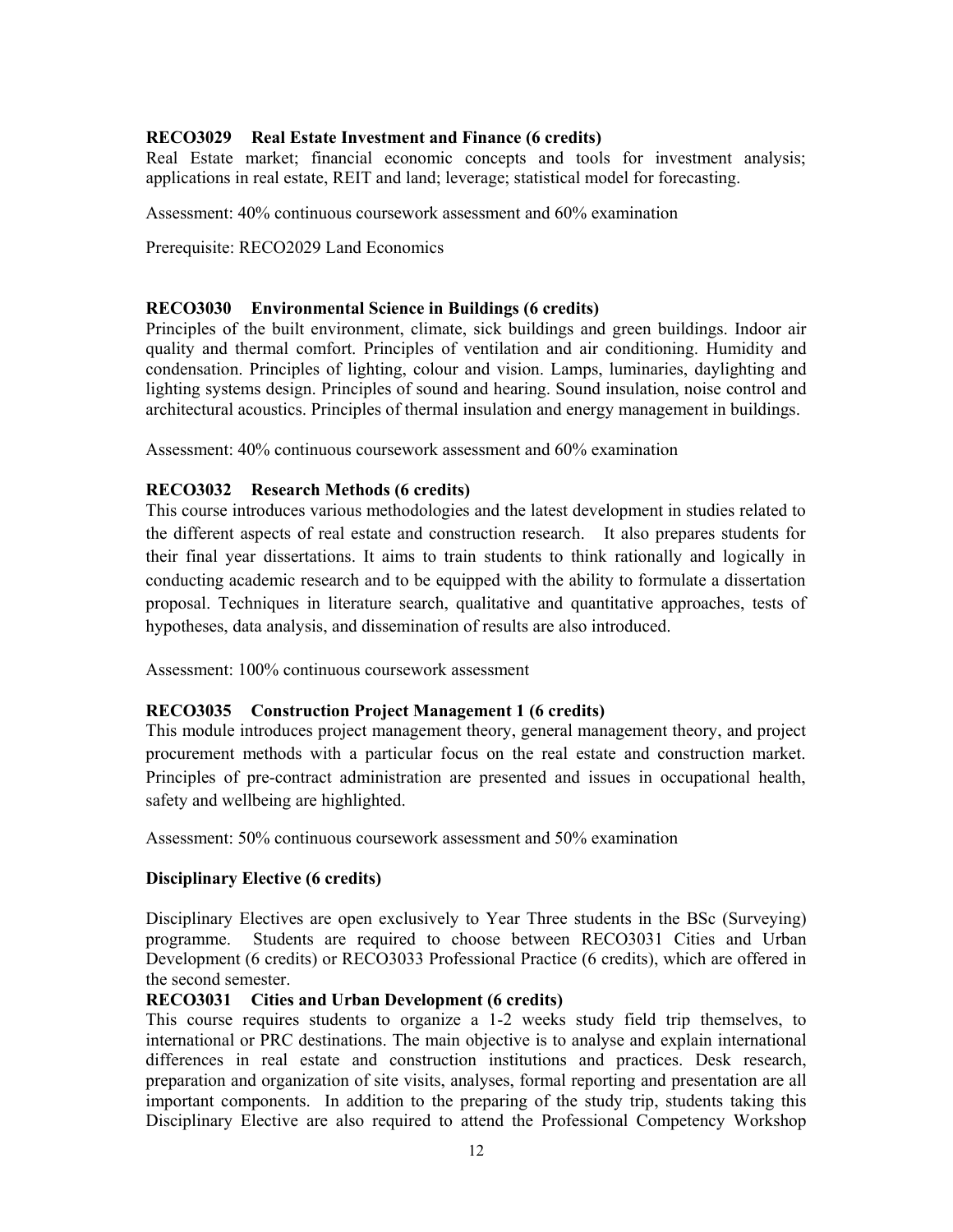**RECO3029 Real Estate Investment and Finance (6 credits)**

Real Estate market; financial economic concepts and tools for investment analysis; applications in real estate, REIT and land; leverage; statistical model for forecasting.

Assessment: 40% continuous coursework assessment and 60% examination

Prerequisite: RECO2029 Land Economics

**RECO3030 Environmental Science in Buildings (6 credits)**

Principles of the built environment, climate, sick buildings and green buildings. Indoor air quality and thermal comfort. Principles of ventilation and air conditioning. Humidity and condensation. Principles of lighting, colour and vision. Lamps, luminaries, daylighting and lighting systems design. Principles of sound and hearing. Sound insulation, noise control and architectural acoustics. Principles of thermal insulation and energy management in buildings.

Assessment: 40% continuous coursework assessment and 60% examination

**RECO3032 Research Methods (6 credits)**

This course introduces various methodologies and the latest development in studies related to the different aspects of real estate and construction research. It also prepares students for their final year dissertations. It aims to train students to think rationally and logically in conducting academic research and to be equipped with the ability to formulate a dissertation proposal. Techniques in literature search, qualitative and quantitative approaches, tests of hypotheses, data analysis, and dissemination of results are also introduced.

Assessment: 100% continuous coursework assessment

**RECO3035 Construction Project Management 1 (6 credits)**

This module introduces project management theory, general management theory, and project procurement methods with a particular focus on the real estate and construction market. Principles of pre-contract administration are presented and issues in occupational health, safety and wellbeing are highlighted.

Assessment: 50% continuous coursework assessment and 50% examination

**Disciplinary Elective (6 credits)**

Disciplinary Electives are open exclusively to Year Three students in the BSc (Surveying) programme. Students are required to choose between RECO3031 Cities and Urban Development (6 credits) or RECO3033 Professional Practice (6 credits), which are offered in the second semester.

**RECO3031 Cities and Urban Development (6 credits)**

This course requires students to organize a 1-2 weeks study field trip themselves, to international or PRC destinations. The main objective is to analyse and explain international differences in real estate and construction institutions and practices. Desk research, preparation and organization of site visits, analyses, formal reporting and presentation are all important components. In addition to the preparing of the study trip, students taking this Disciplinary Elective are also required to attend the Professional Competency Workshop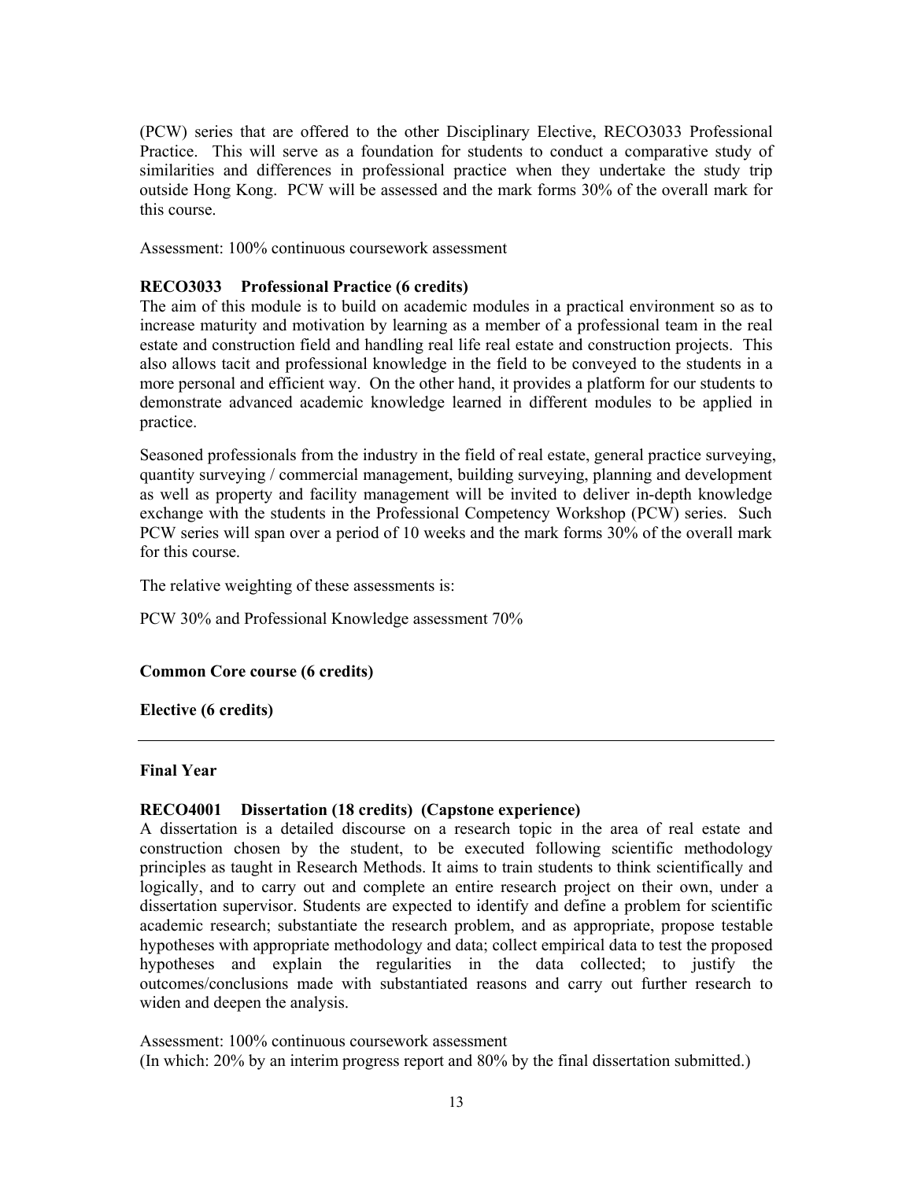(PCW) series that are offered to the other Disciplinary Elective, RECO3033 Professional Practice. This will serve as a foundation for students to conduct a comparative study of similarities and differences in professional practice when they undertake the study trip outside Hong Kong. PCW will be assessed and the mark forms 30% of the overall mark for this course.

Assessment: 100% continuous coursework assessment

**RECO3033 Professional Practice (6 credits)**

The aim of this module is to build on academic modules in a practical environment so as to increase maturity and motivation by learning as a member of a professional team in the real estate and construction field and handling real life real estate and construction projects. This also allows tacit and professional knowledge in the field to be conveyed to the students in a more personal and efficient way. On the other hand, it provides a platform for our students to demonstrate advanced academic knowledge learned in different modules to be applied in practice.

Seasoned professionals from the industry in the field of real estate, general practice surveying, quantity surveying / commercial management, building surveying, planning and development as well as property and facility management will be invited to deliver in-depth knowledge exchange with the students in the Professional Competency Workshop (PCW) series. Such PCW series will span over a period of 10 weeks and the mark forms 30% of the overall mark for this course.

The relative weighting of these assessments is:

PCW 30% and Professional Knowledge assessment 70%

**Common Core course (6 credits)**

**Elective (6 credits)**

---

**Final Year**

**RECO4001 Dissertation (18 credits) (Capstone experience)**

A dissertation is a detailed discourse on a research topic in the area of real estate and construction chosen by the student, to be executed following scientific methodology principles as taught in Research Methods. It aims to train students to think scientifically and logically, and to carry out and complete an entire research project on their own, under a dissertation supervisor. Students are expected to identify and define a problem for scientific academic research; substantiate the research problem, and as appropriate, propose testable hypotheses with appropriate methodology and data; collect empirical data to test the proposed hypotheses and explain the regularities in the data collected; to justify the outcomes/conclusions made with substantiated reasons and carry out further research to widen and deepen the analysis.

Assessment: 100% continuous coursework assessment
(In which: 20% by an interim progress report and 80% by the final dissertation submitted.)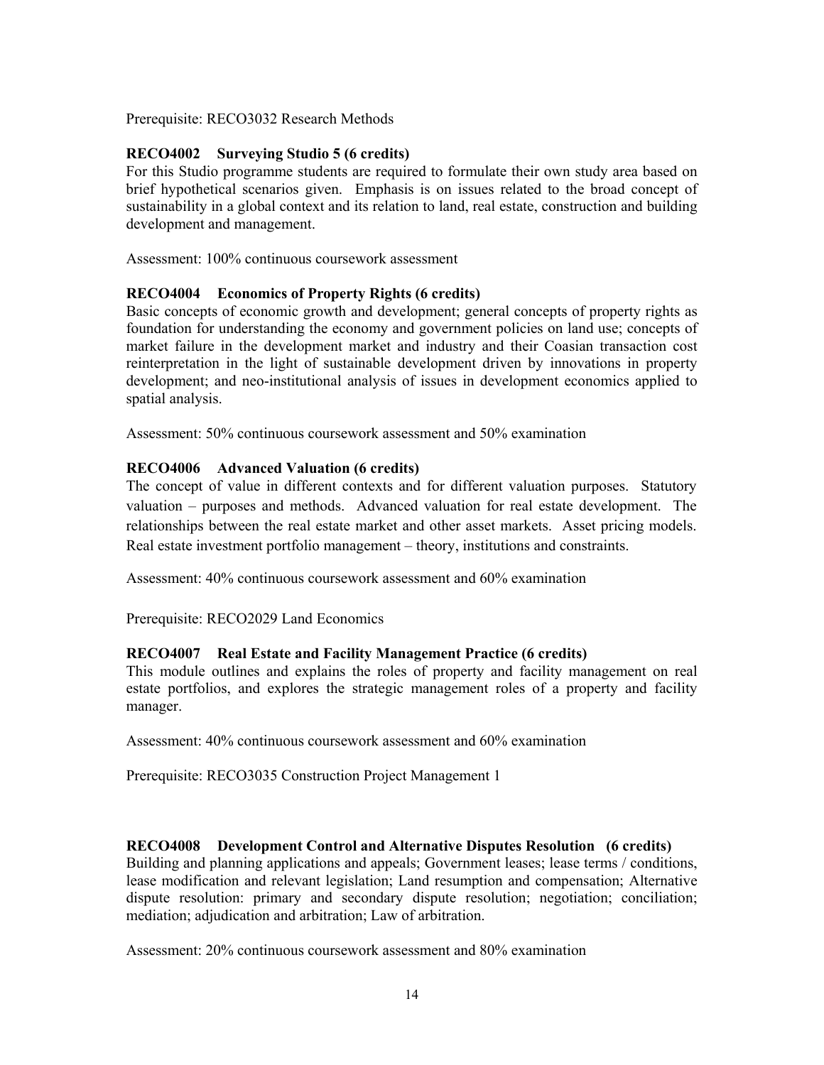Prerequisite: RECO3032 Research Methods

### RECO4002 Surveying Studio 5 (6 credits)

For this Studio programme students are required to formulate their own study area based on brief hypothetical scenarios given. Emphasis is on issues related to the broad concept of sustainability in a global context and its relation to land, real estate, construction and building development and management.

Assessment: 100% continuous coursework assessment

### RECO4004 Economics of Property Rights (6 credits)

Basic concepts of economic growth and development; general concepts of property rights as foundation for understanding the economy and government policies on land use; concepts of market failure in the development market and industry and their Coasian transaction cost reinterpretation in the light of sustainable development driven by innovations in property development; and neo-institutional analysis of issues in development economics applied to spatial analysis.

Assessment: 50% continuous coursework assessment and 50% examination

### RECO4006 Advanced Valuation (6 credits)

The concept of value in different contexts and for different valuation purposes. Statutory valuation – purposes and methods. Advanced valuation for real estate development. The relationships between the real estate market and other asset markets. Asset pricing models. Real estate investment portfolio management – theory, institutions and constraints.

Assessment: 40% continuous coursework assessment and 60% examination

Prerequisite: RECO2029 Land Economics

### RECO4007 Real Estate and Facility Management Practice (6 credits)

This module outlines and explains the roles of property and facility management on real estate portfolios, and explores the strategic management roles of a property and facility manager.

Assessment: 40% continuous coursework assessment and 60% examination

Prerequisite: RECO3035 Construction Project Management 1

### RECO4008 Development Control and Alternative Disputes Resolution (6 credits)

Building and planning applications and appeals; Government leases; lease terms / conditions, lease modification and relevant legislation; Land resumption and compensation; Alternative dispute resolution: primary and secondary dispute resolution; negotiation; conciliation; mediation; adjudication and arbitration; Law of arbitration.

Assessment: 20% continuous coursework assessment and 80% examination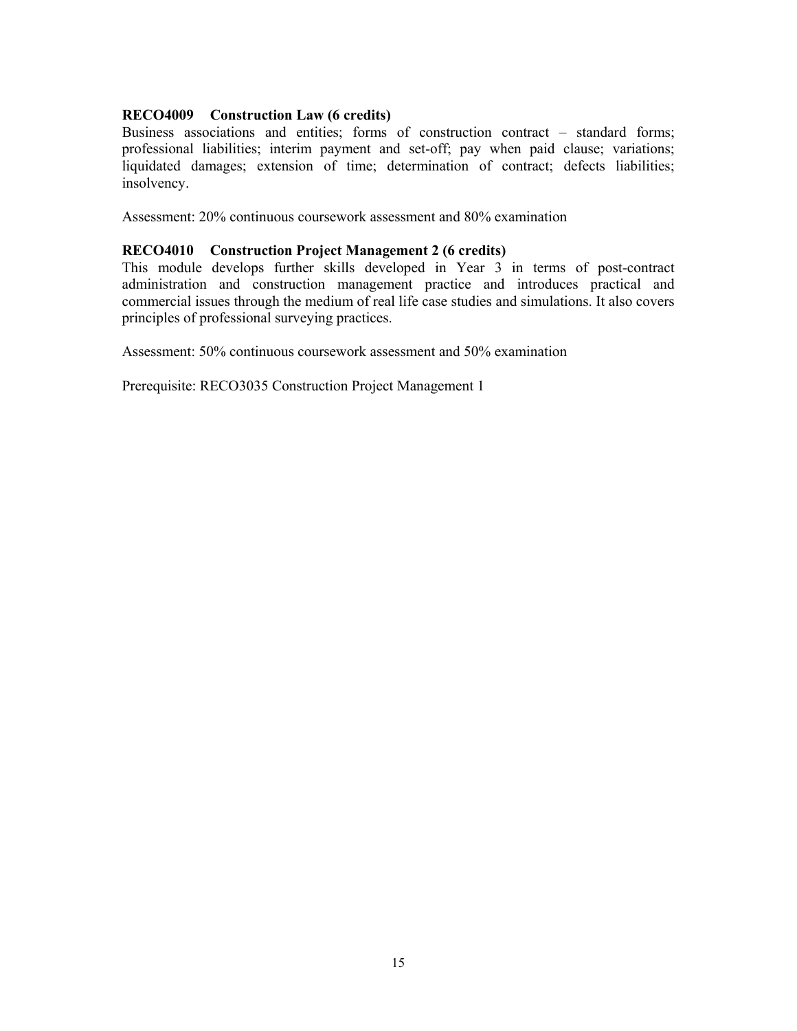**RECO4009 Construction Law (6 credits)**

Business associations and entities; forms of construction contract – standard forms; professional liabilities; interim payment and set-off; pay when paid clause; variations; liquidated damages; extension of time; determination of contract; defects liabilities; insolvency.

Assessment: 20% continuous coursework assessment and 80% examination

**RECO4010 Construction Project Management 2 (6 credits)**

This module develops further skills developed in Year 3 in terms of post-contract administration and construction management practice and introduces practical and commercial issues through the medium of real life case studies and simulations. It also covers principles of professional surveying practices.

Assessment: 50% continuous coursework assessment and 50% examination

Prerequisite: RECO3035 Construction Project Management 1